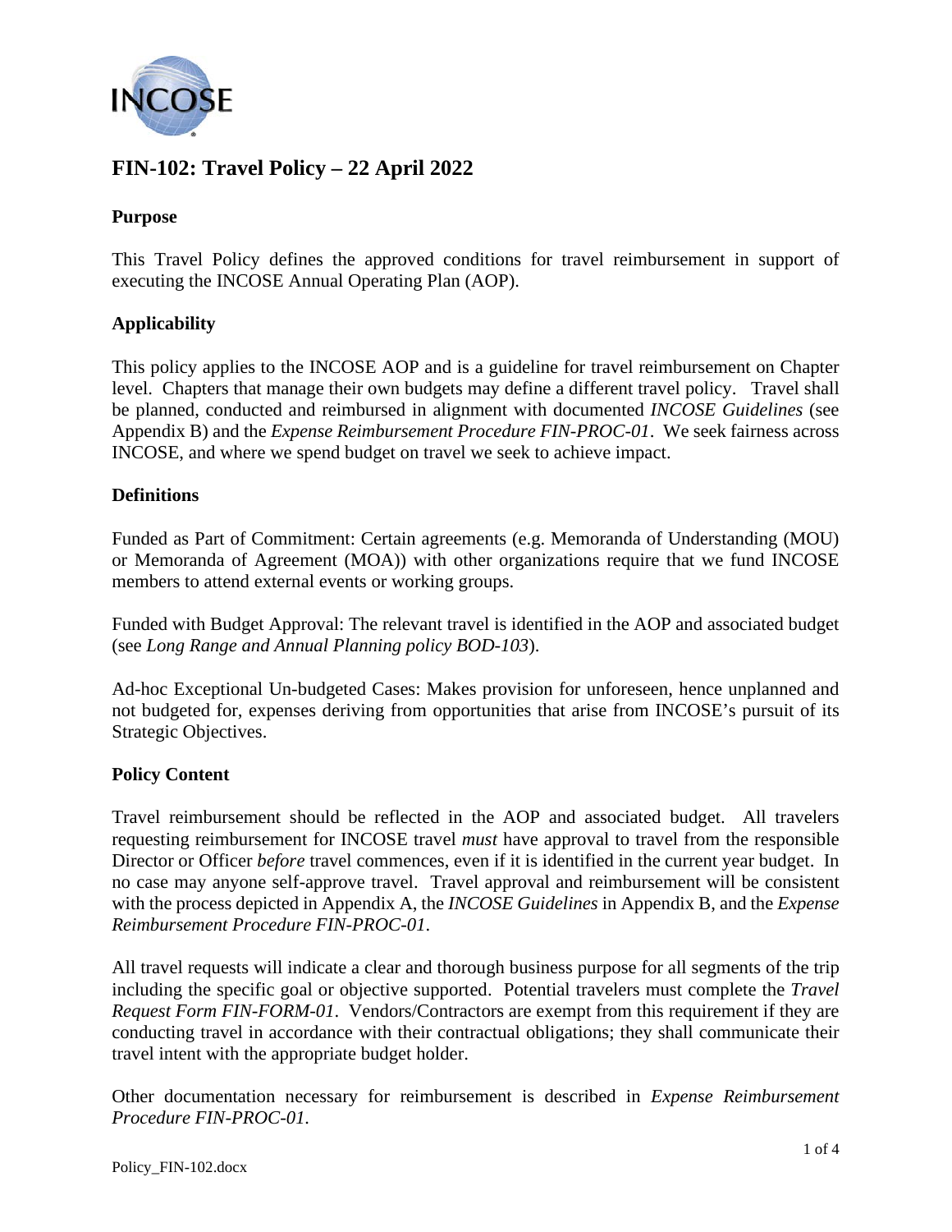# FIN-102: Travel Policy – 22 April 2022

## Purpose

This Travel Policy defines the approved conditions for travel reimbursement in support of executing the INCOSE Annual Operating Plan (AOP).

## Applicability

This policy applies to the INCOSE AOP and is a guideline for travel reimbursement on Chapter level. Chapters that manage their own budgets may define a different travel policy. Travel shall be planned, conducted and reimbursed in alignment with documented *INCOSE Guidelines* (see Appendix B) and the *Expense Reimbursement Procedure FIN-PROC-01*. We seek fairness across INCOSE, and where we spend budget on travel we seek to achieve impact.

## Definitions

Funded as Part of Commitment: Certain agreements (e.g. Memoranda of Understanding (MOU) or Memoranda of Agreement (MOA)) with other organizations require that we fund INCOSE members to attend external events or working groups.

Funded with Budget Approval: The relevant travel is identified in the AOP and associated budget (see *Long Range and Annual Planning policy BOD-103*).

Ad-hoc Exceptional Un-budgeted Cases: Makes provision for unforeseen, hence unplanned and not budgeted for, expenses deriving from opportunities that arise from INCOSE's pursuit of its Strategic Objectives.

## Policy Content

Travel reimbursement should be reflected in the AOP and associated budget. All travelers requesting reimbursement for INCOSE travel *must* have approval to travel from the responsible Director or Officer *before* travel commences, even if it is identified in the current year budget. In no case may anyone self-approve travel. Travel approval and reimbursement will be consistent with the process depicted in Appendix A, the *INCOSE Guidelines* in Appendix B, and the *Expense Reimbursement Procedure FIN-PROC-01*.

All travel requests will indicate a clear and thorough business purpose for all segments of the trip including the specific goal or objective supported. Potential travelers must complete the *Travel Request Form FIN-FORM-01*. Vendors/Contractors are exempt from this requirement if they are conducting travel in accordance with their contractual obligations; they shall communicate their travel intent with the appropriate budget holder.

Other documentation necessary for reimbursement is described in *Expense Reimbursement Procedure FIN-PROC-01*.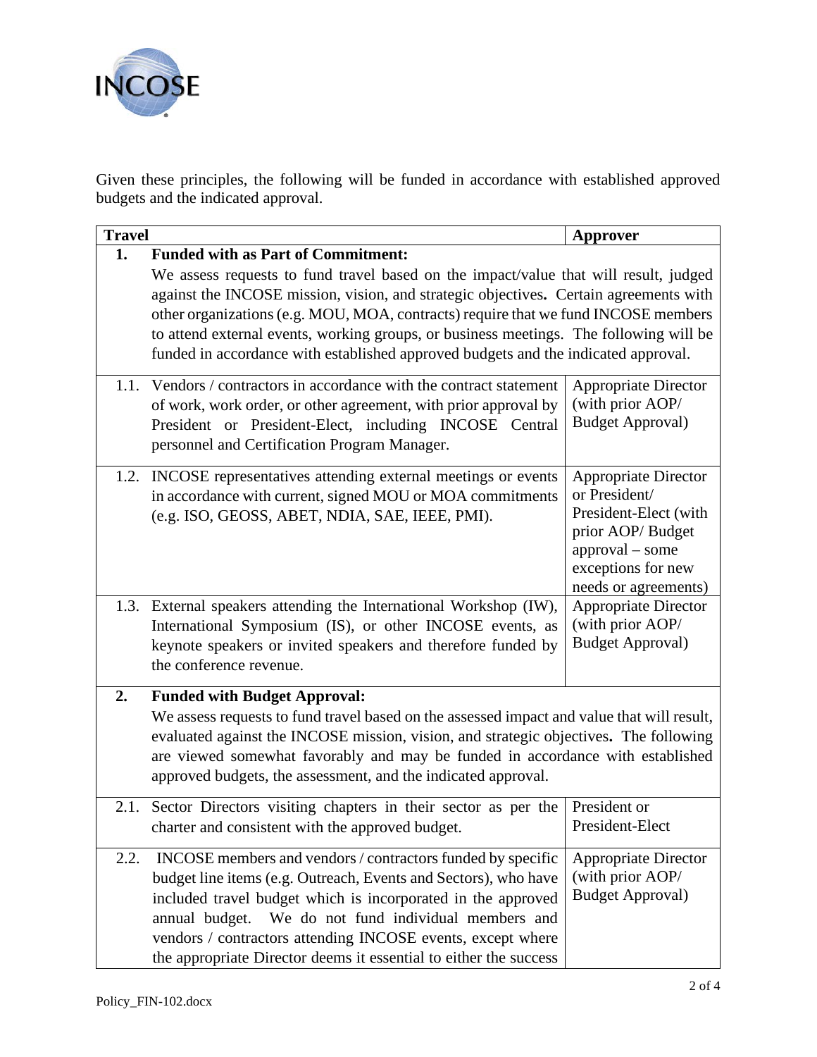Given these principles, the following will be funded in accordance with established approved budgets and the indicated approval.

| Travel | Approver |
|---|---|
| **1. Funded with as Part of Commitment:** We assess requests to fund travel based on the impact/value that will result, judged against the INCOSE mission, vision, and strategic objectives**.** Certain agreements with other organizations (e.g. MOU, MOA, contracts) require that we fund INCOSE members to attend external events, working groups, or business meetings. The following will be funded in accordance with established approved budgets and the indicated approval. | |
| 1.1. Vendors / contractors in accordance with the contract statement of work, work order, or other agreement, with prior approval by President or President-Elect, including INCOSE Central personnel and Certification Program Manager. | Appropriate Director (with prior AOP/ Budget Approval) |
| 1.2. INCOSE representatives attending external meetings or events in accordance with current, signed MOU or MOA commitments (e.g. ISO, GEOSS, ABET, NDIA, SAE, IEEE, PMI). | Appropriate Director or President/ President-Elect (with prior AOP/ Budget approval – some exceptions for new needs or agreements) |
| 1.3. External speakers attending the International Workshop (IW), International Symposium (IS), or other INCOSE events, as keynote speakers or invited speakers and therefore funded by the conference revenue. | Appropriate Director (with prior AOP/ Budget Approval) |
| **2. Funded with Budget Approval:** We assess requests to fund travel based on the assessed impact and value that will result, evaluated against the INCOSE mission, vision, and strategic objectives**.** The following are viewed somewhat favorably and may be funded in accordance with established approved budgets, the assessment, and the indicated approval. | |
| 2.1. Sector Directors visiting chapters in their sector as per the charter and consistent with the approved budget. | President or President-Elect |
| 2.2. INCOSE members and vendors / contractors funded by specific budget line items (e.g. Outreach, Events and Sectors), who have included travel budget which is incorporated in the approved annual budget. We do not fund individual members and vendors / contractors attending INCOSE events, except where the appropriate Director deems it essential to either the success | Appropriate Director (with prior AOP/ Budget Approval) |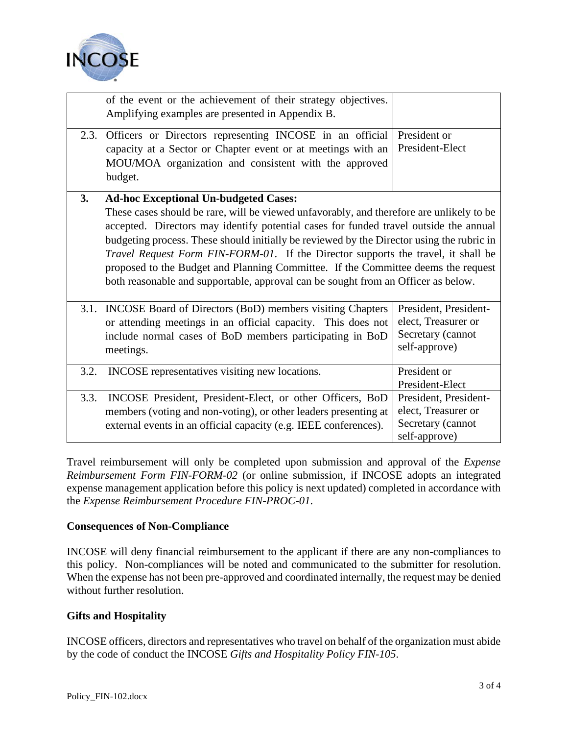| | | |
|---|---|---|
| | of the event or the achievement of their strategy objectives. Amplifying examples are presented in Appendix B. | |
| 2.3. | Officers or Directors representing INCOSE in an official capacity at a Sector or Chapter event or at meetings with an MOU/MOA organization and consistent with the approved budget. | President or President-Elect |
| **3.** | **Ad-hoc Exceptional Un-budgeted Cases:** These cases should be rare, will be viewed unfavorably, and therefore are unlikely to be accepted. Directors may identify potential cases for funded travel outside the annual budgeting process. These should initially be reviewed by the Director using the rubric in *Travel Request Form FIN-FORM-01*. If the Director supports the travel, it shall be proposed to the Budget and Planning Committee. If the Committee deems the request both reasonable and supportable, approval can be sought from an Officer as below. | |
| 3.1. | INCOSE Board of Directors (BoD) members visiting Chapters or attending meetings in an official capacity. This does not include normal cases of BoD members participating in BoD meetings. | President, President-elect, Treasurer or Secretary (cannot self-approve) |
| 3.2. | INCOSE representatives visiting new locations. | President or President-Elect |
| 3.3. | INCOSE President, President-Elect, or other Officers, BoD members (voting and non-voting), or other leaders presenting at external events in an official capacity (e.g. IEEE conferences). | President, President-elect, Treasurer or Secretary (cannot self-approve) |

Travel reimbursement will only be completed upon submission and approval of the *Expense Reimbursement Form FIN-FORM-02* (or online submission, if INCOSE adopts an integrated expense management application before this policy is next updated) completed in accordance with the *Expense Reimbursement Procedure FIN-PROC-01*.

**Consequences of Non-Compliance**

INCOSE will deny financial reimbursement to the applicant if there are any non-compliances to this policy. Non-compliances will be noted and communicated to the submitter for resolution. When the expense has not been pre-approved and coordinated internally, the request may be denied without further resolution.

**Gifts and Hospitality**

INCOSE officers, directors and representatives who travel on behalf of the organization must abide by the code of conduct the INCOSE *Gifts and Hospitality Policy FIN-105*.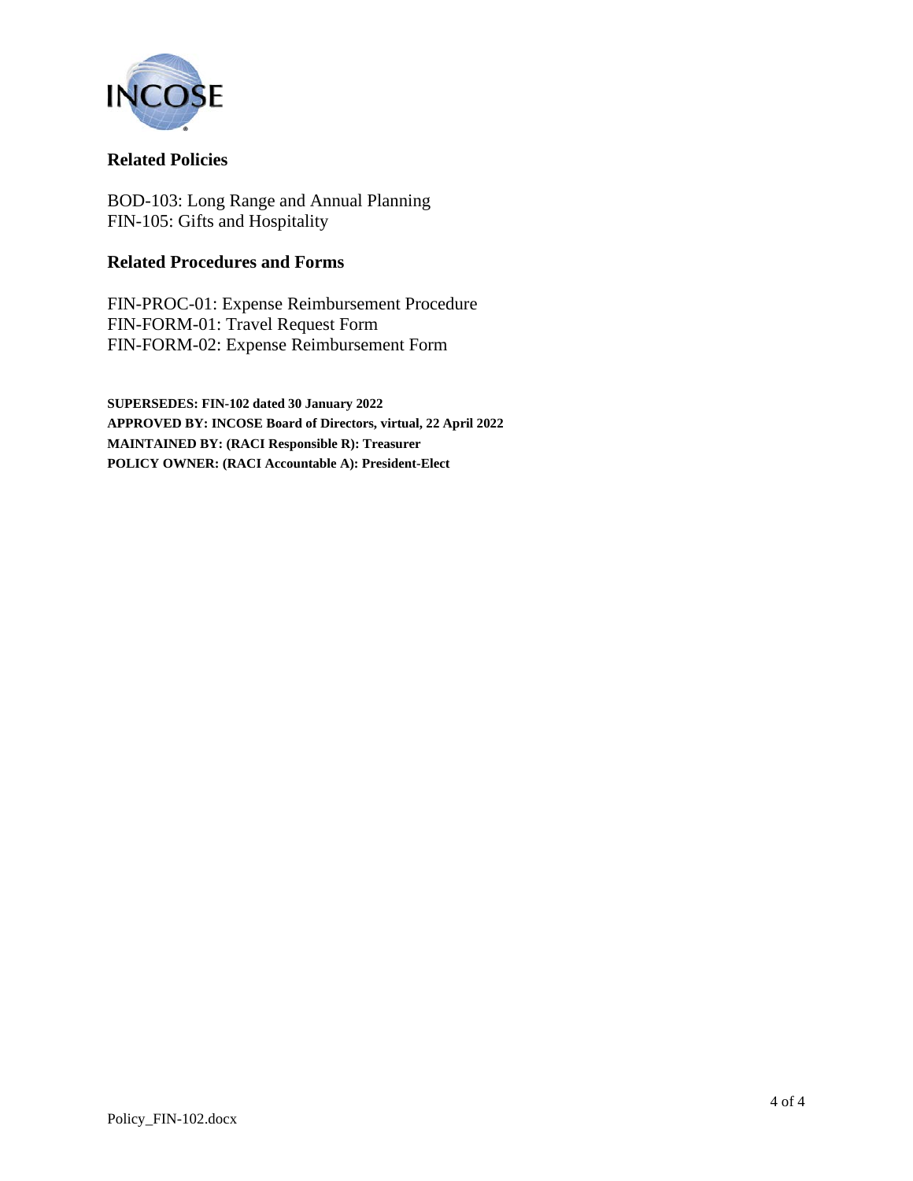## Related Policies

BOD-103: Long Range and Annual Planning
FIN-105: Gifts and Hospitality

## Related Procedures and Forms

FIN-PROC-01: Expense Reimbursement Procedure
FIN-FORM-01: Travel Request Form
FIN-FORM-02: Expense Reimbursement Form

**SUPERSEDES: FIN-102 dated 30 January 2022**
**APPROVED BY: INCOSE Board of Directors, virtual, 22 April 2022**
**MAINTAINED BY: (RACI Responsible R): Treasurer**
**POLICY OWNER: (RACI Accountable A): President-Elect**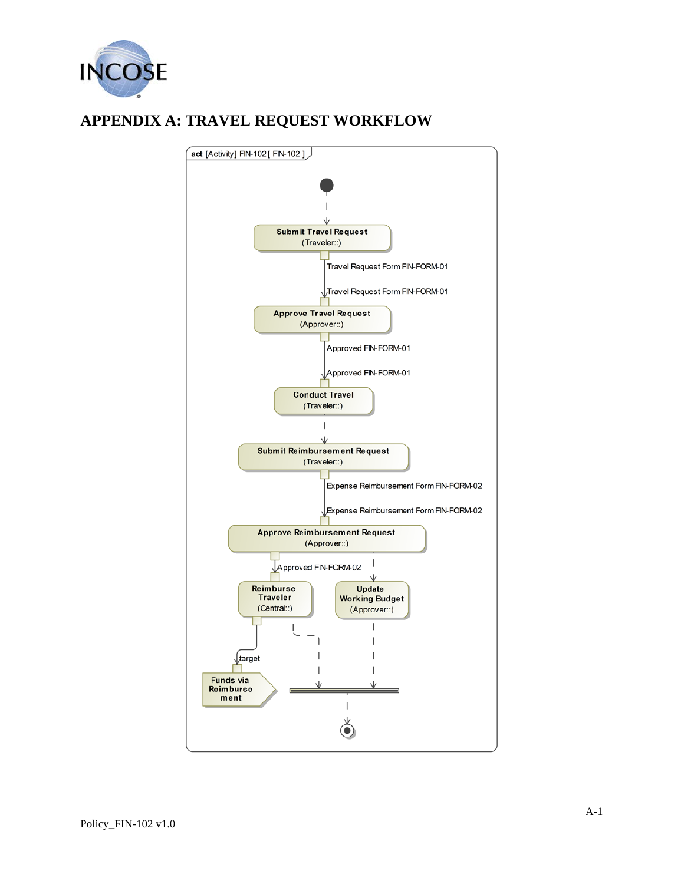# APPENDIX A: TRAVEL REQUEST WORKFLOW

act [Activity] FIN-102 [ FIN-102 ]

**Submit Travel Request**
(Traveler::)

Travel Request Form FIN-FORM-01

Travel Request Form FIN-FORM-01

**Approve Travel Request**
(Approver::)

Approved FIN-FORM-01

Approved FIN-FORM-01

**Conduct Travel**
(Traveler::)

**Submit Reimbursement Request**
(Traveler::)

Expense Reimbursement Form FIN-FORM-02

Expense Reimbursement Form FIN-FORM-02

**Approve Reimbursement Request**
(Approver::)

Approved FIN-FORM-02

**Reimburse Traveler**
(Central::)

**Update Working Budget**
(Approver::)

target

**Funds via Reimbursement**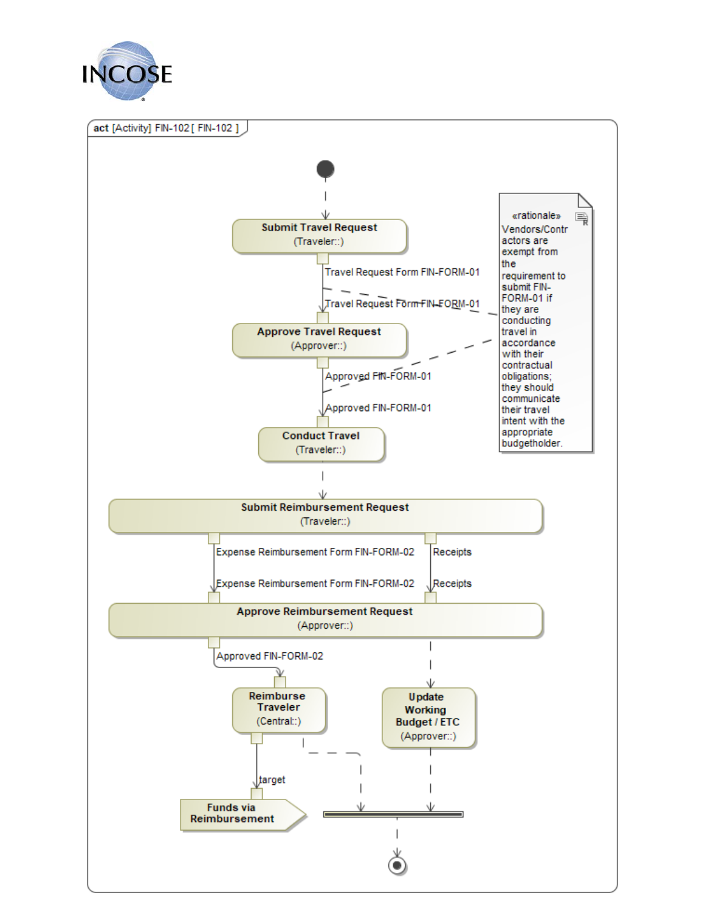act [Activity] FIN-102 [ FIN-102 ]

Submit Travel Request (Traveler::)

Travel Request Form FIN-FORM-01

Approve Travel Request (Approver::)

Approved FIN-FORM-01

Conduct Travel (Traveler::)

«rationale» Vendors/Contractors are exempt from the requirement to submit FIN-FORM-01 if they are conducting travel in accordance with their contractual obligations; they should communicate their travel intent with the appropriate budgetholder.

Submit Reimbursement Request (Traveler::)

Expense Reimbursement Form FIN-FORM-02

Receipts

Approve Reimbursement Request (Approver::)

Approved FIN-FORM-02

Reimburse Traveler (Central::)

Update Working Budget / ETC (Approver::)

target

Funds via Reimbursement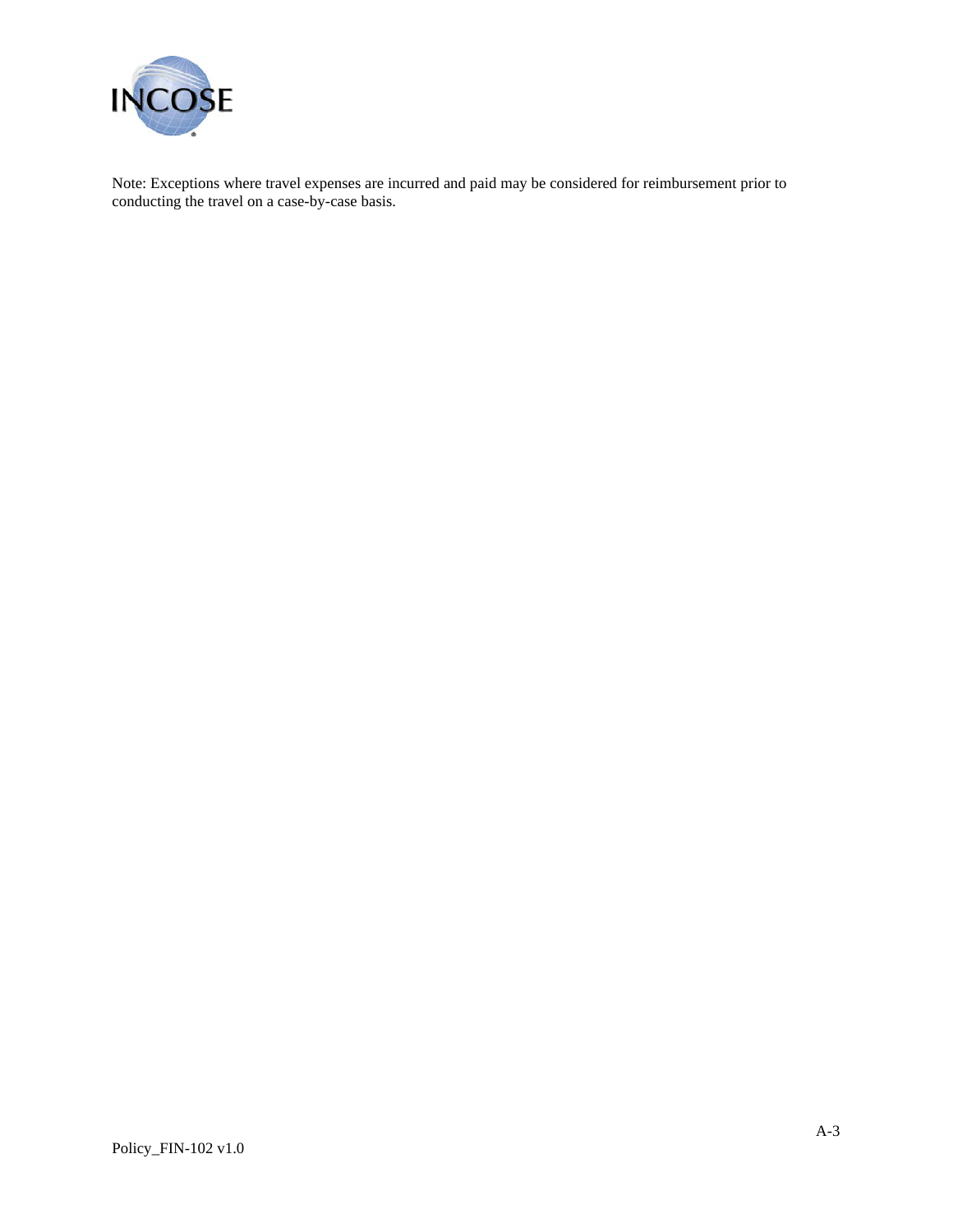Note: Exceptions where travel expenses are incurred and paid may be considered for reimbursement prior to conducting the travel on a case-by-case basis.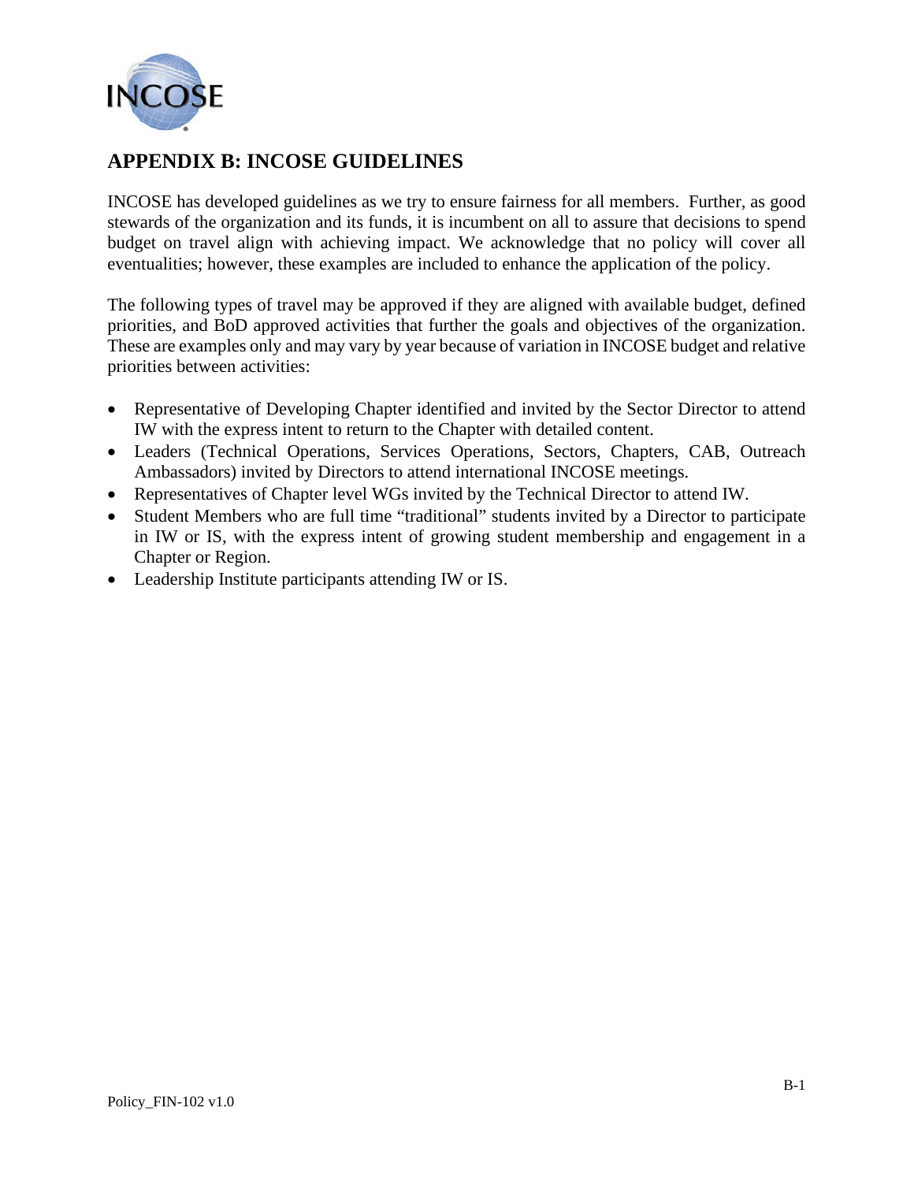## APPENDIX B: INCOSE GUIDELINES

INCOSE has developed guidelines as we try to ensure fairness for all members. Further, as good stewards of the organization and its funds, it is incumbent on all to assure that decisions to spend budget on travel align with achieving impact. We acknowledge that no policy will cover all eventualities; however, these examples are included to enhance the application of the policy.

The following types of travel may be approved if they are aligned with available budget, defined priorities, and BoD approved activities that further the goals and objectives of the organization. These are examples only and may vary by year because of variation in INCOSE budget and relative priorities between activities:

- Representative of Developing Chapter identified and invited by the Sector Director to attend IW with the express intent to return to the Chapter with detailed content.
- Leaders (Technical Operations, Services Operations, Sectors, Chapters, CAB, Outreach Ambassadors) invited by Directors to attend international INCOSE meetings.
- Representatives of Chapter level WGs invited by the Technical Director to attend IW.
- Student Members who are full time "traditional" students invited by a Director to participate in IW or IS, with the express intent of growing student membership and engagement in a Chapter or Region.
- Leadership Institute participants attending IW or IS.